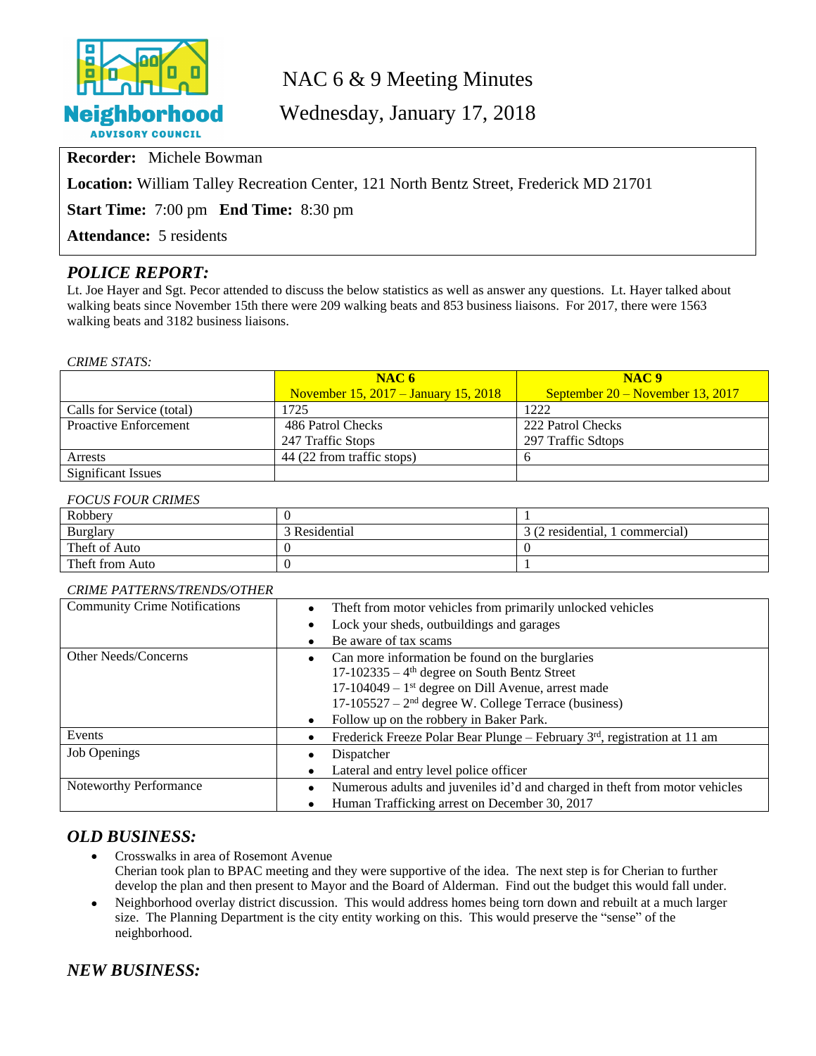# NAC 6 & 9 Meeting Minutes

## Wednesday, January 17, 2018

**Recorder:** Michele Bowman

**Location:** William Talley Recreation Center, 121 North Bentz Street, Frederick MD 21701

**Start Time:** 7:00 pm **End Time:** 8:30 pm

**Attendance:** 5 residents

## *POLICE REPORT:*

Lt. Joe Hayer and Sgt. Pecor attended to discuss the below statistics as well as answer any questions. Lt. Hayer talked about walking beats since November 15th there were 209 walking beats and 853 business liaisons. For 2017, there were 1563 walking beats and 3182 business liaisons.

*CRIME STATS:*

| | NAC 6<br>November 15, 2017 – January 15, 2018 | NAC 9<br>September 20 – November 13, 2017 |
|---|---|---|
| Calls for Service (total) | 1725 | 1222 |
| Proactive Enforcement | 486 Patrol Checks<br>247 Traffic Stops | 222 Patrol Checks<br>297 Traffic Sdtops |
| Arrests | 44 (22 from traffic stops) | 6 |
| Significant Issues | | |

*FOCUS FOUR CRIMES*

| | | |
|---|---|---|
| Robbery | 0 | 1 |
| Burglary | 3 Residential | 3 (2 residential, 1 commercial) |
| Theft of Auto | 0 | 0 |
| Theft from Auto | 0 | 1 |

*CRIME PATTERNS/TRENDS/OTHER*

| | |
|---|---|
| Community Crime Notifications | • Theft from motor vehicles from primarily unlocked vehicles<br>• Lock your sheds, outbuildings and garages<br>• Be aware of tax scams |
| Other Needs/Concerns | • Can more information be found on the burglaries<br>17-102335 – 4th degree on South Bentz Street<br>17-104049 – 1st degree on Dill Avenue, arrest made<br>17-105527 – 2nd degree W. College Terrace (business)<br>• Follow up on the robbery in Baker Park. |
| Events | • Frederick Freeze Polar Bear Plunge – February 3rd, registration at 11 am |
| Job Openings | • Dispatcher<br>• Lateral and entry level police officer |
| Noteworthy Performance | • Numerous adults and juveniles id'd and charged in theft from motor vehicles<br>• Human Trafficking arrest on December 30, 2017 |

## *OLD BUSINESS:*

- Crosswalks in area of Rosemont Avenue
  Cherian took plan to BPAC meeting and they were supportive of the idea. The next step is for Cherian to further develop the plan and then present to Mayor and the Board of Alderman. Find out the budget this would fall under.
- Neighborhood overlay district discussion. This would address homes being torn down and rebuilt at a much larger size. The Planning Department is the city entity working on this. This would preserve the "sense" of the neighborhood.

## *NEW BUSINESS:*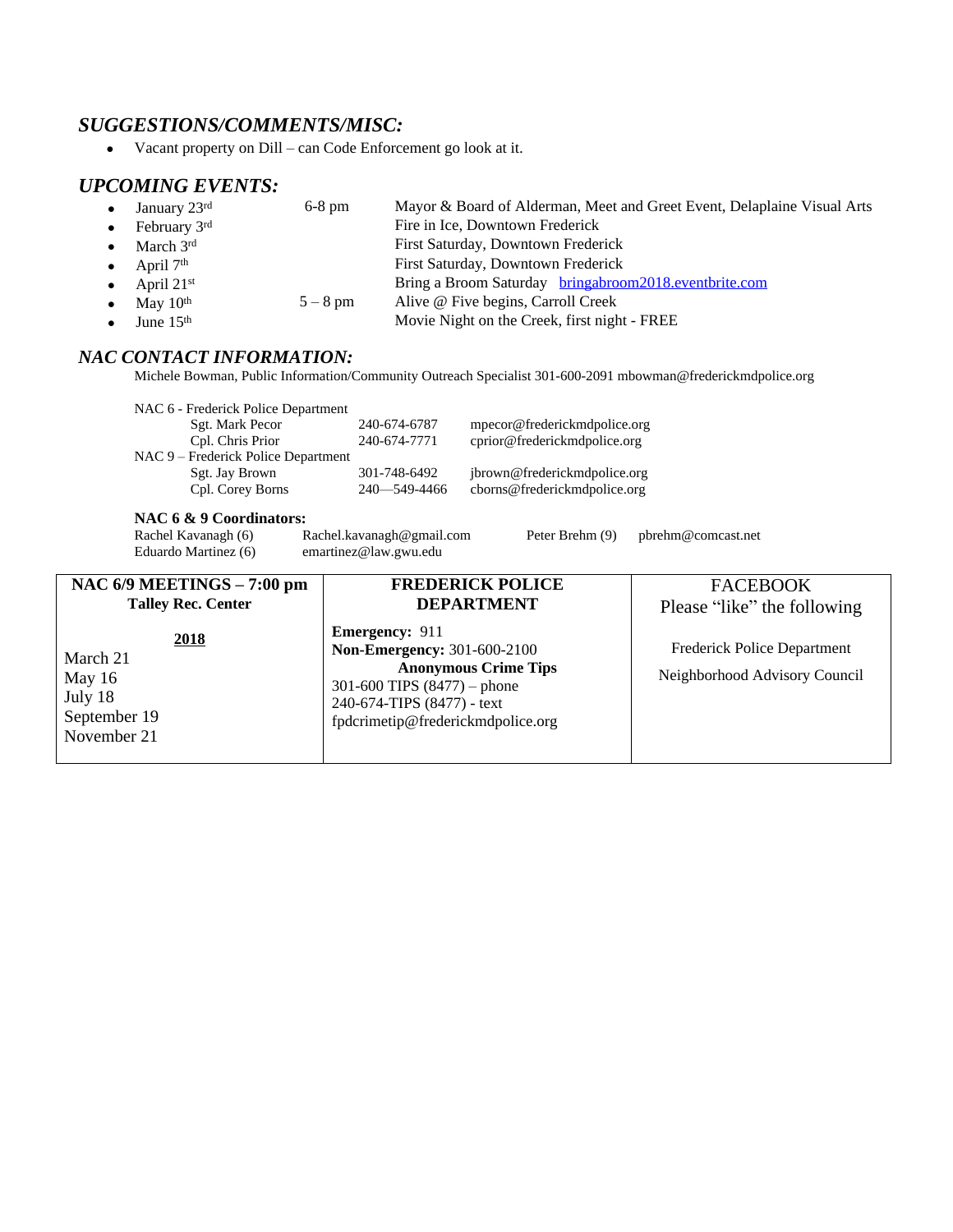## *SUGGESTIONS/COMMENTS/MISC:*

- Vacant property on Dill – can Code Enforcement go look at it.

## *UPCOMING EVENTS:*

| | | |
|---|---|---|
| January 23rd | 6-8 pm | Mayor & Board of Alderman, Meet and Greet Event, Delaplaine Visual Arts |
| February 3rd | | Fire in Ice, Downtown Frederick |
| March 3rd | | First Saturday, Downtown Frederick |
| April 7th | | First Saturday, Downtown Frederick |
| April 21st | | Bring a Broom Saturday [bringabroom2018.eventbrite.com](bringabroom2018.eventbrite.com) |
| May 10th | 5 – 8 pm | Alive @ Five begins, Carroll Creek |
| June 15th | | Movie Night on the Creek, first night - FREE |

## *NAC CONTACT INFORMATION:*

Michele Bowman, Public Information/Community Outreach Specialist 301-600-2091 mbowman@frederickmdpolice.org

| | | |
|---|---|---|
| NAC 6 - Frederick Police Department | | |
| Sgt. Mark Pecor | 240-674-6787 | mpecor@frederickmdpolice.org |
| Cpl. Chris Prior | 240-674-7771 | cprior@frederickmdpolice.org |
| NAC 9 – Frederick Police Department | | |
| Sgt. Jay Brown | 301-748-6492 | jbrown@frederickmdpolice.org |
| Cpl. Corey Borns | 240—549-4466 | cborns@frederickmdpolice.org |

**NAC 6 & 9 Coordinators:**

| | | | |
|---|---|---|---|
| Rachel Kavanagh (6) | Rachel.kavanagh@gmail.com | Peter Brehm (9) | pbrehm@comcast.net |
| Eduardo Martinez (6) | emartinez@law.gwu.edu | | |

| **NAC 6/9 MEETINGS – 7:00 pm**<br>**Talley Rec. Center** | **FREDERICK POLICE DEPARTMENT** | FACEBOOK<br>Please "like" the following |
|---|---|---|
| **2018**<br>March 21<br>May 16<br>July 18<br>September 19<br>November 21 | **Emergency:** 911<br>**Non-Emergency:** 301-600-2100<br>**Anonymous Crime Tips**<br>301-600 TIPS (8477) – phone<br>240-674-TIPS (8477) - text<br>fpdcrimetip@frederickmdpolice.org | Frederick Police Department<br>Neighborhood Advisory Council |